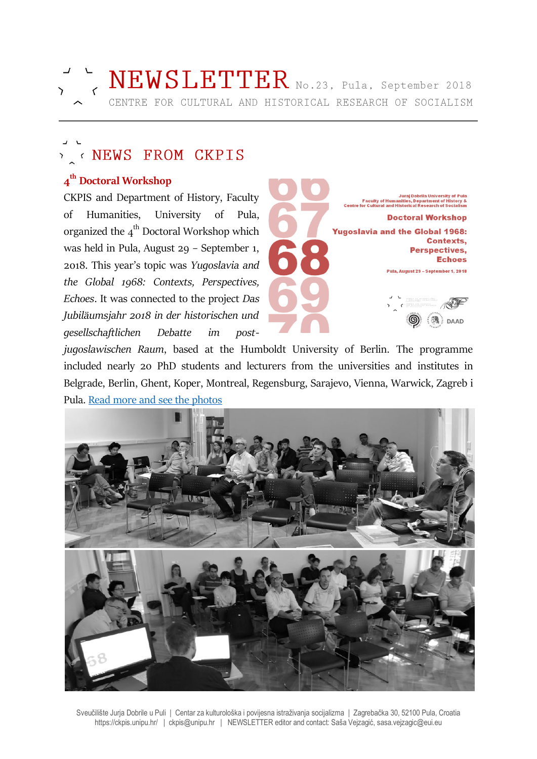# NEWSLETTER No.23, Pula, September 2018

CENTRE FOR CULTURAL AND HISTORICAL RESEARCH OF SOCIALISM

## NEWS FROM CKPIS

### 4th Doctoral Workshop

CKPIS and Department of History, Faculty of Humanities, University of Pula, organized the 4th Doctoral Workshop which was held in Pula, August 29 – September 1, 2018. This year's topic was *Yugoslavia and the Global 1968: Contexts, Perspectives, Echoes*. It was connected to the project *Das Jubiläumsjahr 2018 in der historischen und gesellschaftlichen Debatte im post-jugoslawischen Raum*, based at the Humboldt University of Berlin. The programme included nearly 20 PhD students and lecturers from the universities and institutes in Belgrade, Berlin, Ghent, Koper, Montreal, Regensburg, Sarajevo, Vienna, Warwick, Zagreb i Pula. [Read more and see the photos]

Juraj Dobrila University of Pula
Faculty of Humanities, Department of History &
Centre for Cultural and Historical Research of Socialism

Doctoral Workshop

Yugoslavia and the Global 1968: Contexts, Perspectives, Echoes

Pula, August 29 – September 1, 2018

DAAD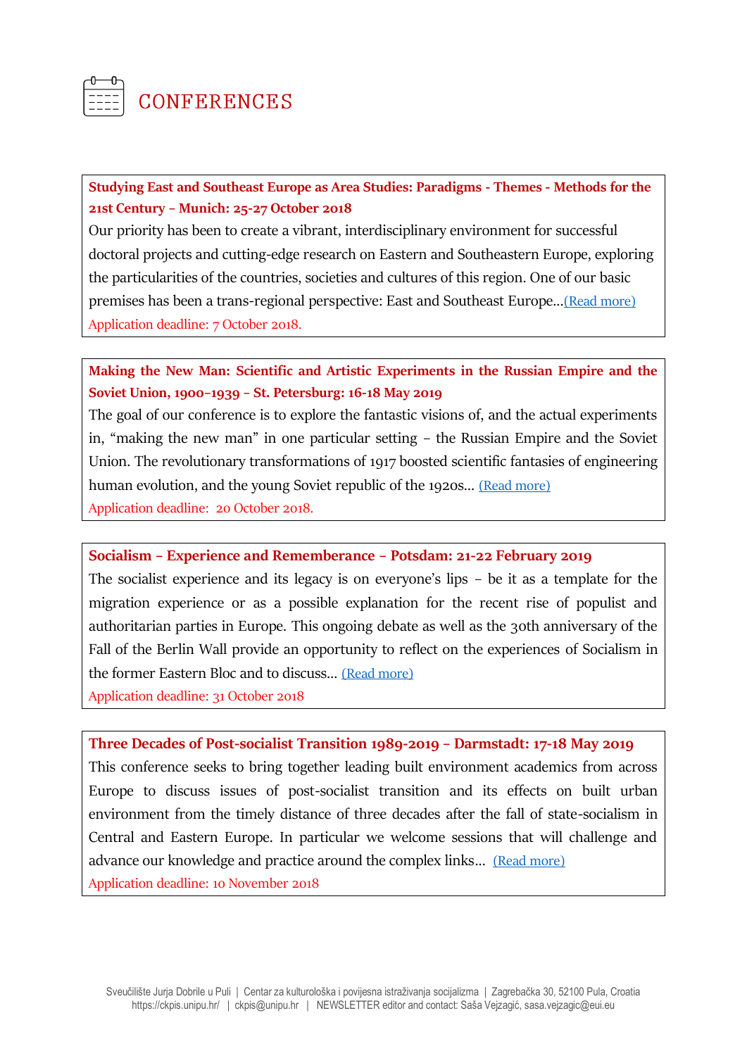# CONFERENCES

**Studying East and Southeast Europe as Area Studies: Paradigms - Themes - Methods for the 21st Century – Munich: 25-27 October 2018**

Our priority has been to create a vibrant, interdisciplinary environment for successful doctoral projects and cutting-edge research on Eastern and Southeastern Europe, exploring the particularities of the countries, societies and cultures of this region. One of our basic premises has been a trans-regional perspective: East and Southeast Europe...(Read more)

Application deadline: 7 October 2018.

**Making the New Man: Scientific and Artistic Experiments in the Russian Empire and the Soviet Union, 1900–1939 – St. Petersburg: 16-18 May 2019**

The goal of our conference is to explore the fantastic visions of, and the actual experiments in, "making the new man" in one particular setting – the Russian Empire and the Soviet Union. The revolutionary transformations of 1917 boosted scientific fantasies of engineering human evolution, and the young Soviet republic of the 1920s... (Read more)

Application deadline: 20 October 2018.

**Socialism – Experience and Rememberance – Potsdam: 21-22 February 2019**

The socialist experience and its legacy is on everyone's lips – be it as a template for the migration experience or as a possible explanation for the recent rise of populist and authoritarian parties in Europe. This ongoing debate as well as the 30th anniversary of the Fall of the Berlin Wall provide an opportunity to reflect on the experiences of Socialism in the former Eastern Bloc and to discuss... (Read more)

Application deadline: 31 October 2018

**Three Decades of Post-socialist Transition 1989-2019 – Darmstadt: 17-18 May 2019**

This conference seeks to bring together leading built environment academics from across Europe to discuss issues of post-socialist transition and its effects on built urban environment from the timely distance of three decades after the fall of state-socialism in Central and Eastern Europe. In particular we welcome sessions that will challenge and advance our knowledge and practice around the complex links... (Read more)

Application deadline: 10 November 2018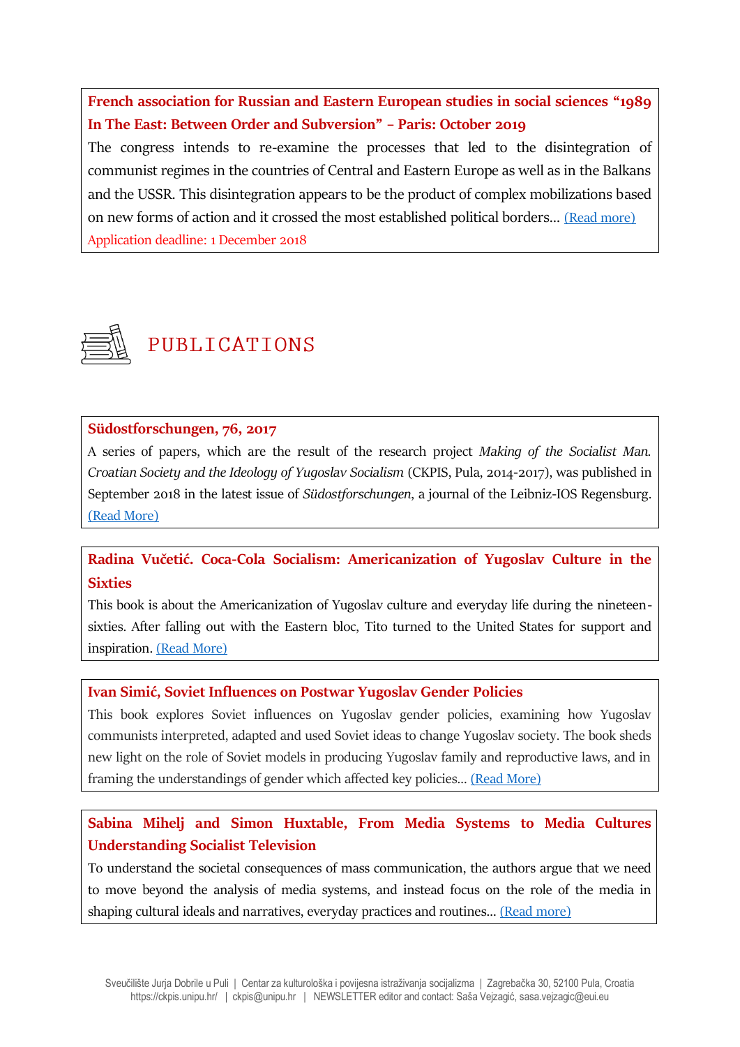**French association for Russian and Eastern European studies in social sciences "1989 In The East: Between Order and Subversion" – Paris: October 2019**

The congress intends to re-examine the processes that led to the disintegration of communist regimes in the countries of Central and Eastern Europe as well as in the Balkans and the USSR. This disintegration appears to be the product of complex mobilizations based on new forms of action and it crossed the most established political borders... (Read more)

Application deadline: 1 December 2018

# PUBLICATIONS

**Südostforschungen, 76, 2017**

A series of papers, which are the result of the research project *Making of the Socialist Man. Croatian Society and the Ideology of Yugoslav Socialism* (CKPIS, Pula, 2014-2017), was published in September 2018 in the latest issue of *Südostforschungen*, a journal of the Leibniz-IOS Regensburg. (Read More)

**Radina Vučetić. Coca-Cola Socialism: Americanization of Yugoslav Culture in the Sixties**

This book is about the Americanization of Yugoslav culture and everyday life during the nineteen-sixties. After falling out with the Eastern bloc, Tito turned to the United States for support and inspiration. (Read More)

**Ivan Simić, Soviet Influences on Postwar Yugoslav Gender Policies**

This book explores Soviet influences on Yugoslav gender policies, examining how Yugoslav communists interpreted, adapted and used Soviet ideas to change Yugoslav society. The book sheds new light on the role of Soviet models in producing Yugoslav family and reproductive laws, and in framing the understandings of gender which affected key policies... (Read More)

**Sabina Mihelj and Simon Huxtable, From Media Systems to Media Cultures Understanding Socialist Television**

To understand the societal consequences of mass communication, the authors argue that we need to move beyond the analysis of media systems, and instead focus on the role of the media in shaping cultural ideals and narratives, everyday practices and routines... (Read more)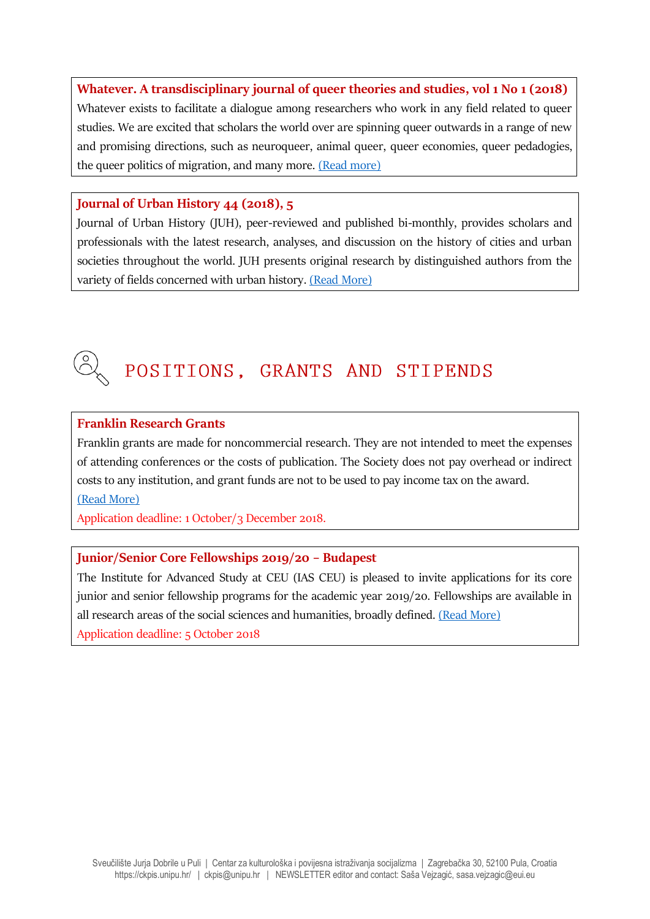**Whatever. A transdisciplinary journal of queer theories and studies, vol 1 No 1 (2018)**

Whatever exists to facilitate a dialogue among researchers who work in any field related to queer studies. We are excited that scholars the world over are spinning queer outwards in a range of new and promising directions, such as neuroqueer, animal queer, queer economies, queer pedadogies, the queer politics of migration, and many more. (Read more)

**Journal of Urban History 44 (2018), 5**

Journal of Urban History (JUH), peer-reviewed and published bi-monthly, provides scholars and professionals with the latest research, analyses, and discussion on the history of cities and urban societies throughout the world. JUH presents original research by distinguished authors from the variety of fields concerned with urban history. (Read More)

# POSITIONS, GRANTS AND STIPENDS

**Franklin Research Grants**

Franklin grants are made for noncommercial research. They are not intended to meet the expenses of attending conferences or the costs of publication. The Society does not pay overhead or indirect costs to any institution, and grant funds are not to be used to pay income tax on the award.

(Read More)

Application deadline: 1 October/3 December 2018.

**Junior/Senior Core Fellowships 2019/20 – Budapest**

The Institute for Advanced Study at CEU (IAS CEU) is pleased to invite applications for its core junior and senior fellowship programs for the academic year 2019/20. Fellowships are available in all research areas of the social sciences and humanities, broadly defined. (Read More)

Application deadline: 5 October 2018